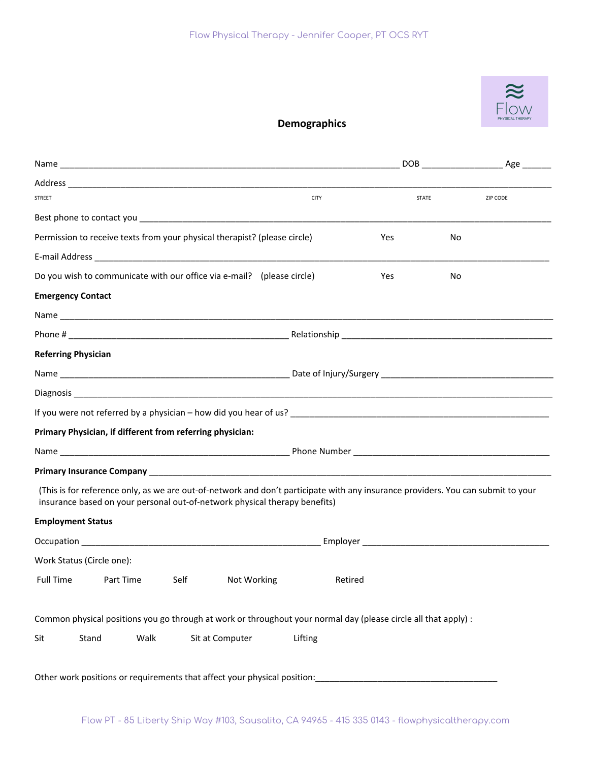# Demographics

Name ______________________________________________ DOB ______________ Age ______

Address ______________________________________________________________________

STREET CITY STATE ZIP CODE

Best phone to contact you ______________________________________________________

Permission to receive texts from your physical therapist? (please circle) Yes No

E-mail Address _______________________________________________________________

Do you wish to communicate with our office via e-mail? (please circle) Yes No

**Emergency Contact**

Name ________________________________________________________________________

Phone # ________________________________ Relationship ____________________________

**Referring Physician**

Name __________________________________ Date of Injury/Surgery _________________________

Diagnosis _____________________________________________________________________

If you were not referred by a physician – how did you hear of us? _____________________________

**Primary Physician, if different from referring physician:**

Name __________________________________ Phone Number ______________________________

**Primary Insurance Company** ____________________________________________________

(This is for reference only, as we are out-of-network and don't participate with any insurance providers. You can submit to your insurance based on your personal out-of-network physical therapy benefits)

**Employment Status**

Occupation ___________________________________ Employer _____________________________

Work Status (Circle one):

Full Time Part Time Self Not Working Retired

Common physical positions you go through at work or throughout your normal day (please circle all that apply) :

Sit Stand Walk Sit at Computer Lifting

Other work positions or requirements that affect your physical position:___________________________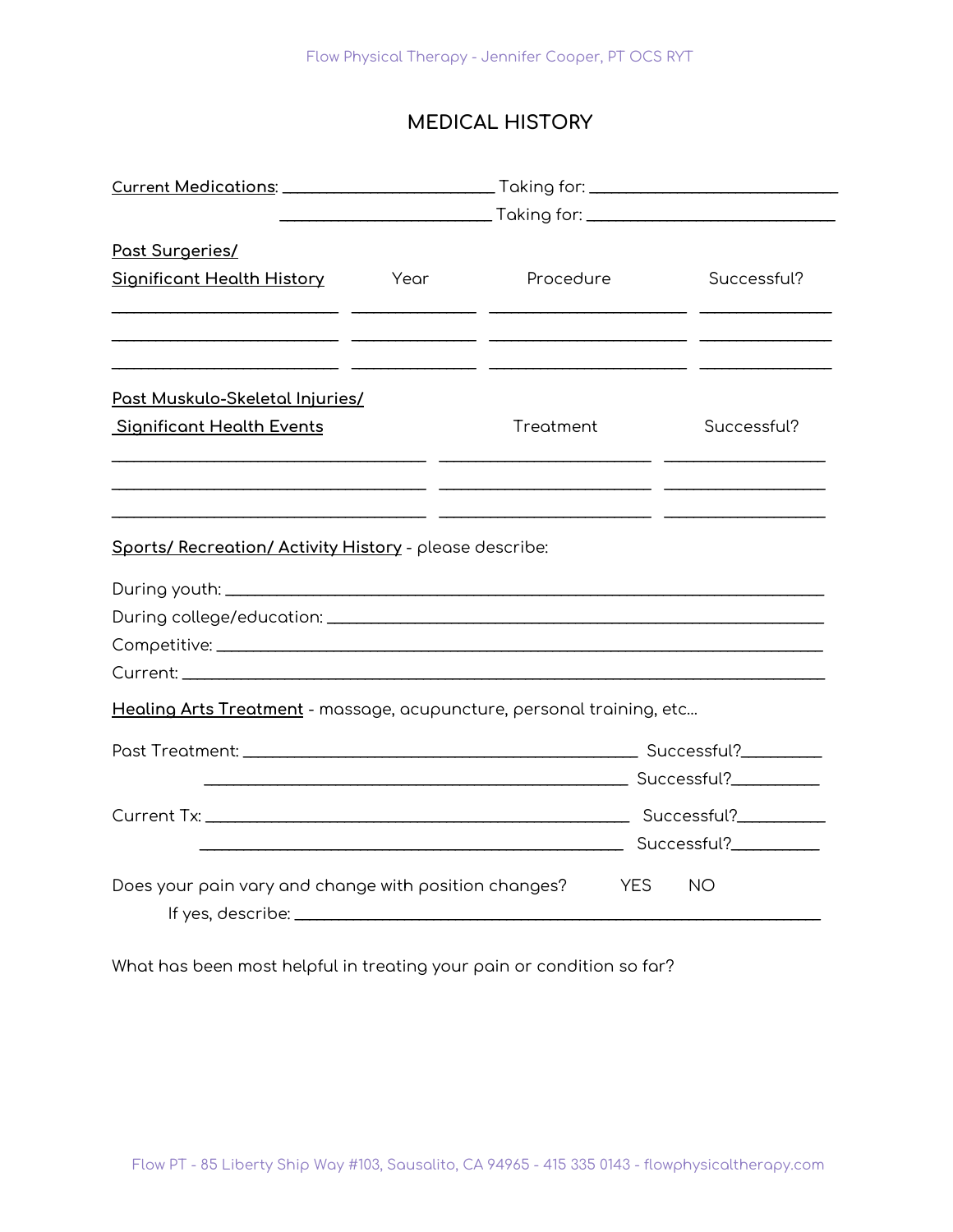# MEDICAL HISTORY

**Current Medications**: ________________________ Taking for: ____________________________

________________________ Taking for: ____________________________

| **Past Surgeries/ Significant Health History** | Year | Procedure | Successful? |
|---|---|---|---|
| | | | |
| | | | |
| | | | |

| **Past Muskulo-Skeletal Injuries/ Significant Health Events** | Treatment | Successful? |
|---|---|---|
| | | |
| | | |
| | | |

**Sports/ Recreation/ Activity History** - please describe:

During youth: ____________________________________________________________________

During college/education: ________________________________________________________

Competitive: _____________________________________________________________________

Current: _________________________________________________________________________

**Healing Arts Treatment** - massage, acupuncture, personal training, etc...

Past Treatment: _____________________________________________ Successful?_________

_____________________________________________ Successful?__________

Current Tx: _______________________________________________ Successful?__________

_______________________________________________ Successful?__________

Does your pain vary and change with position changes? YES NO

If yes, describe: ___________________________________________________________

What has been most helpful in treating your pain or condition so far?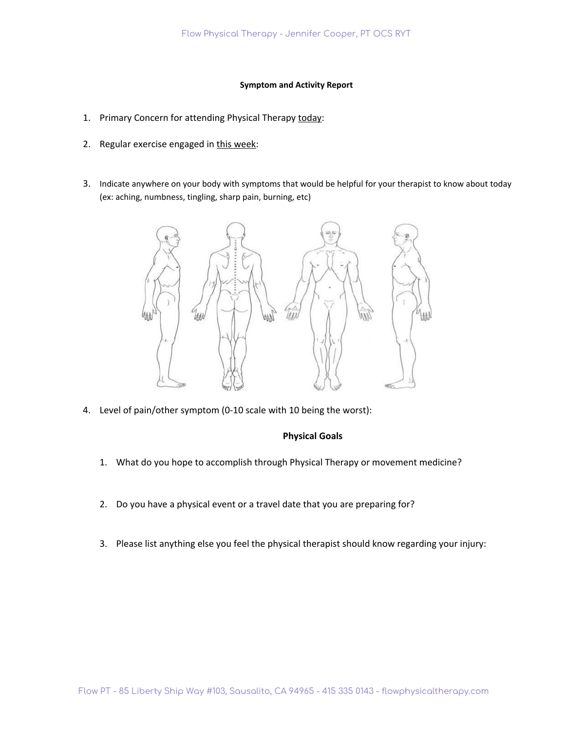**Symptom and Activity Report**

1. Primary Concern for attending Physical Therapy <u>today</u>:
2. Regular exercise engaged in <u>this week</u>:
3. Indicate anywhere on your body with symptoms that would be helpful for your therapist to know about today (ex: aching, numbness, tingling, sharp pain, burning, etc)
4. Level of pain/other symptom (0-10 scale with 10 being the worst):

**Physical Goals**

1. What do you hope to accomplish through Physical Therapy or movement medicine?
2. Do you have a physical event or a travel date that you are preparing for?
3. Please list anything else you feel the physical therapist should know regarding your injury: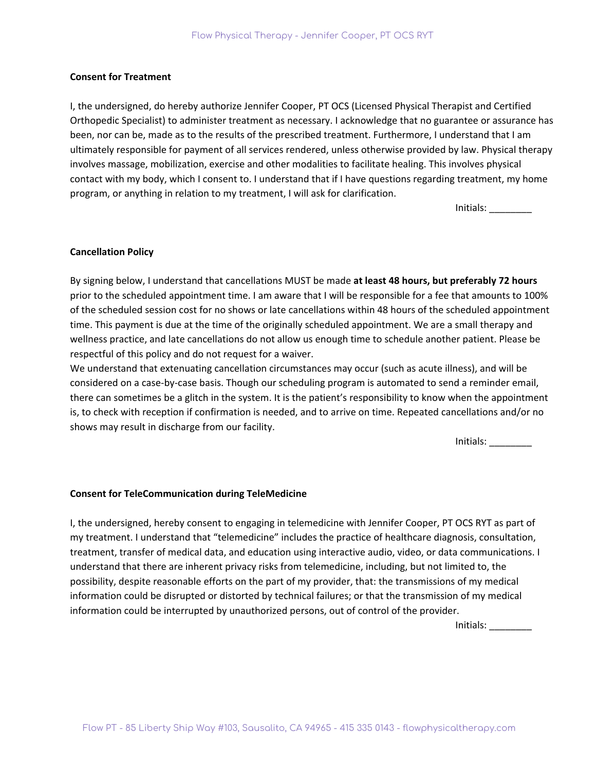**Consent for Treatment**

I, the undersigned, do hereby authorize Jennifer Cooper, PT OCS (Licensed Physical Therapist and Certified Orthopedic Specialist) to administer treatment as necessary. I acknowledge that no guarantee or assurance has been, nor can be, made as to the results of the prescribed treatment. Furthermore, I understand that I am ultimately responsible for payment of all services rendered, unless otherwise provided by law. Physical therapy involves massage, mobilization, exercise and other modalities to facilitate healing. This involves physical contact with my body, which I consent to. I understand that if I have questions regarding treatment, my home program, or anything in relation to my treatment, I will ask for clarification.

Initials: ________

**Cancellation Policy**

By signing below, I understand that cancellations MUST be made **at least 48 hours, but preferably 72 hours** prior to the scheduled appointment time. I am aware that I will be responsible for a fee that amounts to 100% of the scheduled session cost for no shows or late cancellations within 48 hours of the scheduled appointment time. This payment is due at the time of the originally scheduled appointment. We are a small therapy and wellness practice, and late cancellations do not allow us enough time to schedule another patient. Please be respectful of this policy and do not request for a waiver.

We understand that extenuating cancellation circumstances may occur (such as acute illness), and will be considered on a case-by-case basis. Though our scheduling program is automated to send a reminder email, there can sometimes be a glitch in the system. It is the patient's responsibility to know when the appointment is, to check with reception if confirmation is needed, and to arrive on time. Repeated cancellations and/or no shows may result in discharge from our facility.

Initials: ________

**Consent for TeleCommunication during TeleMedicine**

I, the undersigned, hereby consent to engaging in telemedicine with Jennifer Cooper, PT OCS RYT as part of my treatment. I understand that "telemedicine" includes the practice of healthcare diagnosis, consultation, treatment, transfer of medical data, and education using interactive audio, video, or data communications. I understand that there are inherent privacy risks from telemedicine, including, but not limited to, the possibility, despite reasonable efforts on the part of my provider, that: the transmissions of my medical information could be disrupted or distorted by technical failures; or that the transmission of my medical information could be interrupted by unauthorized persons, out of control of the provider.

Initials: ________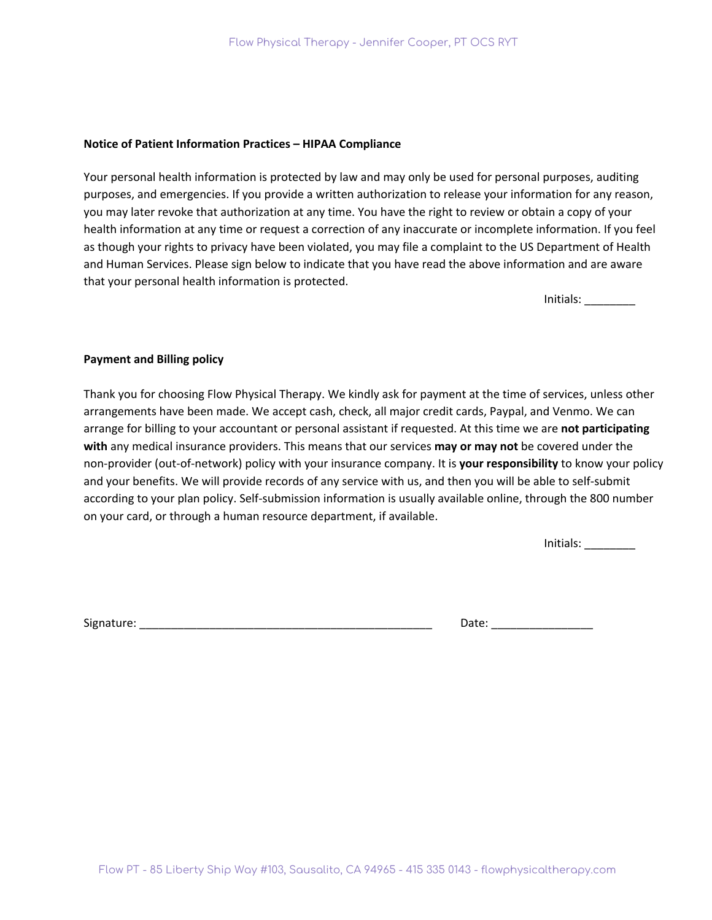**Notice of Patient Information Practices – HIPAA Compliance**

Your personal health information is protected by law and may only be used for personal purposes, auditing purposes, and emergencies. If you provide a written authorization to release your information for any reason, you may later revoke that authorization at any time. You have the right to review or obtain a copy of your health information at any time or request a correction of any inaccurate or incomplete information. If you feel as though your rights to privacy have been violated, you may file a complaint to the US Department of Health and Human Services. Please sign below to indicate that you have read the above information and are aware that your personal health information is protected.

Initials: ________

**Payment and Billing policy**

Thank you for choosing Flow Physical Therapy. We kindly ask for payment at the time of services, unless other arrangements have been made. We accept cash, check, all major credit cards, Paypal, and Venmo. We can arrange for billing to your accountant or personal assistant if requested. At this time we are **not participating with** any medical insurance providers. This means that our services **may or may not** be covered under the non-provider (out-of-network) policy with your insurance company. It is **your responsibility** to know your policy and your benefits. We will provide records of any service with us, and then you will be able to self-submit according to your plan policy. Self-submission information is usually available online, through the 800 number on your card, or through a human resource department, if available.

Initials: ________

Signature: ________________________________________________ Date: ________________